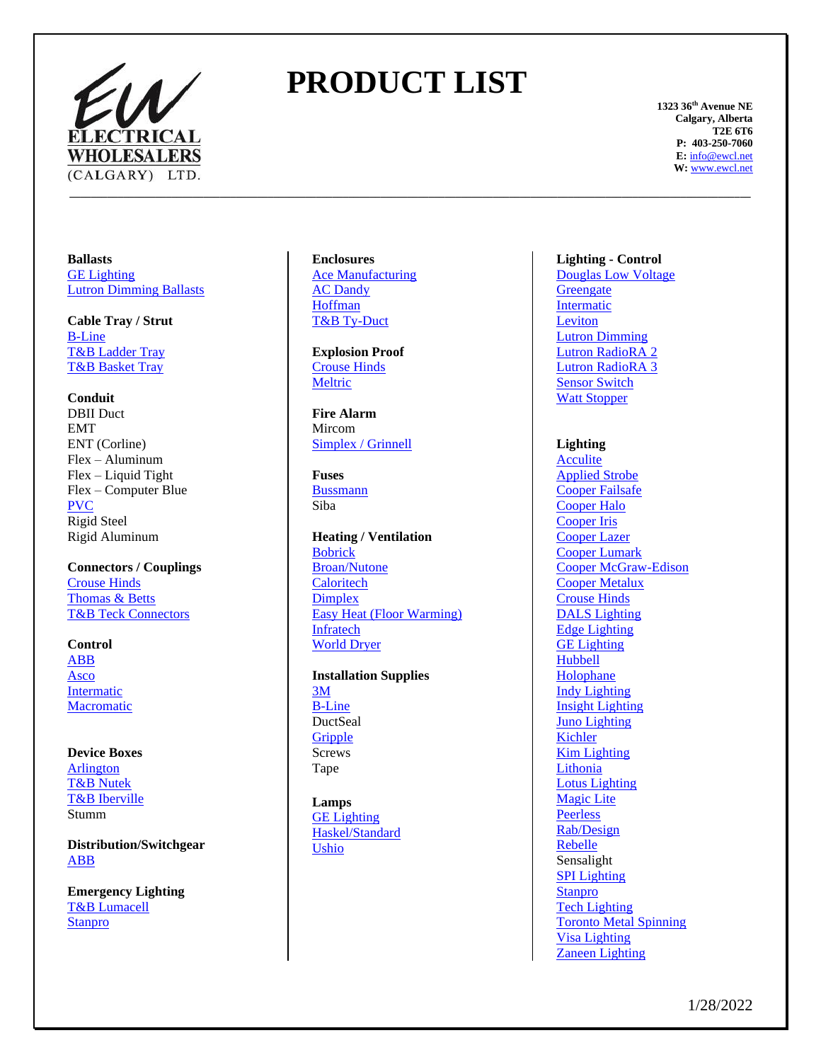ELECTRICAL WHOLESALERS (CALGARY) LTD.

# PRODUCT LIST

**1323 36th Avenue NE**
**Calgary, Alberta**
**T2E 6T6**
**P: 403-250-7060**
**E:** info@ewcl.net
**W:** www.ewcl.net

**Ballasts**
- GE Lighting
- Lutron Dimming Ballasts

**Cable Tray / Strut**
- B-Line
- T&B Ladder Tray
- T&B Basket Tray

**Conduit**
- DBII Duct
- EMT
- ENT (Corline)
- Flex – Aluminum
- Flex – Liquid Tight
- Flex – Computer Blue
- PVC
- Rigid Steel
- Rigid Aluminum

**Connectors / Couplings**
- Crouse Hinds
- Thomas & Betts
- T&B Teck Connectors

**Control**
- ABB
- Asco
- Intermatic
- Macromatic

**Device Boxes**
- Arlington
- T&B Nutek
- T&B Iberville
- Stumm

**Distribution/Switchgear**
- ABB

**Emergency Lighting**
- T&B Lumacell
- Stanpro

**Enclosures**
- Ace Manufacturing
- AC Dandy
- Hoffman
- T&B Ty-Duct

**Explosion Proof**
- Crouse Hinds
- Meltric

**Fire Alarm**
- Mircom
- Simplex / Grinnell

**Fuses**
- Bussmann
- Siba

**Heating / Ventilation**
- Bobrick
- Broan/Nutone
- Caloritech
- Dimplex
- Easy Heat (Floor Warming)
- Infratech
- World Dryer

**Installation Supplies**
- 3M
- B-Line
- DuctSeal
- Gripple
- Screws
- Tape

**Lamps**
- GE Lighting
- Haskel/Standard
- Ushio

**Lighting - Control**
- Douglas Low Voltage
- Greengate
- Intermatic
- Leviton
- Lutron Dimming
- Lutron RadioRA 2
- Lutron RadioRA 3
- Sensor Switch
- Watt Stopper

**Lighting**
- Acculite
- Applied Strobe
- Cooper Failsafe
- Cooper Halo
- Cooper Iris
- Cooper Lazer
- Cooper Lumark
- Cooper McGraw-Edison
- Cooper Metalux
- Crouse Hinds
- DALS Lighting
- Edge Lighting
- GE Lighting
- Hubbell
- Holophane
- Indy Lighting
- Insight Lighting
- Juno Lighting
- Kichler
- Kim Lighting
- Lithonia
- Lotus Lighting
- Magic Lite
- Peerless
- Rab/Design
- Rebelle
- Sensalight
- SPI Lighting
- Stanpro
- Tech Lighting
- Toronto Metal Spinning
- Visa Lighting
- Zaneen Lighting

1/28/2022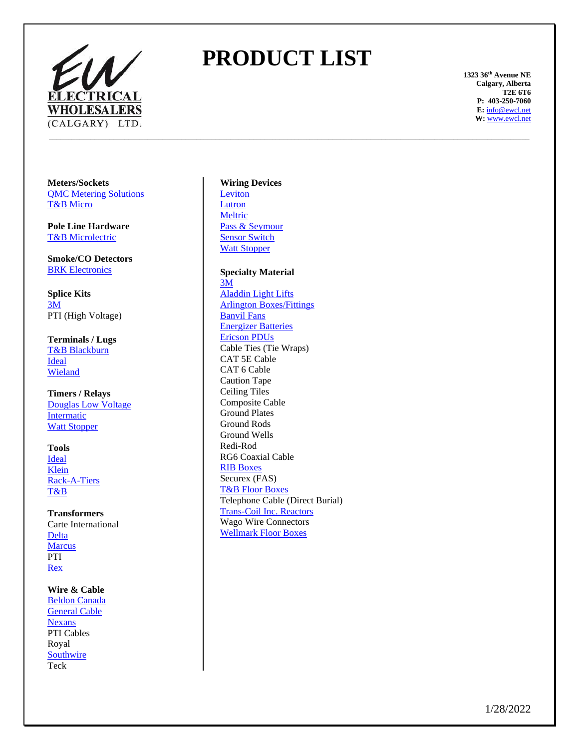# PRODUCT LIST

**1323 36th Avenue NE**
**Calgary, Alberta**
**T2E 6T6**
**P: 403-250-7060**
**E:** info@ewcl.net
**W:** www.ewcl.net

**Meters/Sockets**
QMC Metering Solutions
T&B Micro

**Pole Line Hardware**
T&B Microlectric

**Smoke/CO Detectors**
BRK Electronics

**Splice Kits**
3M
PTI (High Voltage)

**Terminals / Lugs**
T&B Blackburn
Ideal
Wieland

**Timers / Relays**
Douglas Low Voltage
Intermatic
Watt Stopper

**Tools**
Ideal
Klein
Rack-A-Tiers
T&B

**Transformers**
Carte International
Delta
Marcus
PTI
Rex

**Wire & Cable**
Beldon Canada
General Cable
Nexans
PTI Cables
Royal
Southwire
Teck

**Wiring Devices**
Leviton
Lutron
Meltric
Pass & Seymour
Sensor Switch
Watt Stopper

**Specialty Material**
3M
Aladdin Light Lifts
Arlington Boxes/Fittings
Banvil Fans
Energizer Batteries
Ericson PDUs
Cable Ties (Tie Wraps)
CAT 5E Cable
CAT 6 Cable
Caution Tape
Ceiling Tiles
Composite Cable
Ground Plates
Ground Rods
Ground Wells
Redi-Rod
RG6 Coaxial Cable
RIB Boxes
Securex (FAS)
T&B Floor Boxes
Telephone Cable (Direct Burial)
Trans-Coil Inc. Reactors
Wago Wire Connectors
Wellmark Floor Boxes

1/28/2022